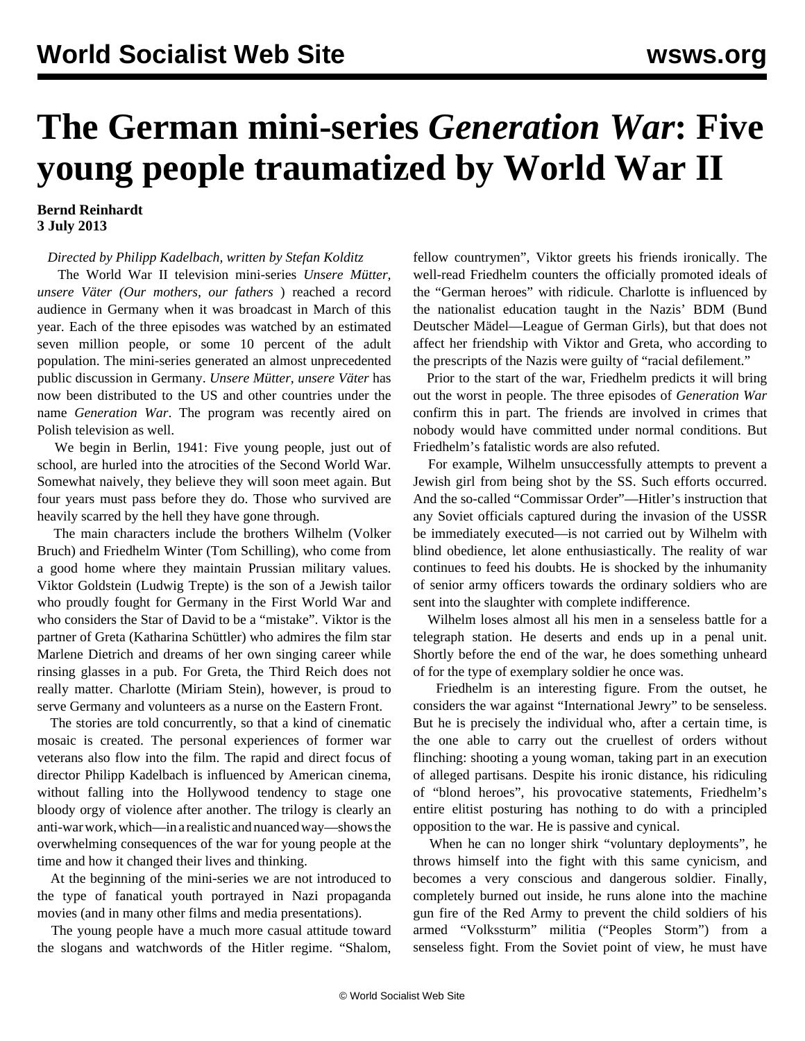# The German mini-series *Generation War*: Five young people traumatized by World War II

**Bernd Reinhardt**
**3 July 2013**

*Directed by Philipp Kadelbach, written by Stefan Kolditz*

The World War II television mini-series *Unsere Mütter, unsere Väter (Our mothers, our fathers* ) reached a record audience in Germany when it was broadcast in March of this year. Each of the three episodes was watched by an estimated seven million people, or some 10 percent of the adult population. The mini-series generated an almost unprecedented public discussion in Germany. *Unsere Mütter, unsere Väter* has now been distributed to the US and other countries under the name *Generation War*. The program was recently aired on Polish television as well.

We begin in Berlin, 1941: Five young people, just out of school, are hurled into the atrocities of the Second World War. Somewhat naively, they believe they will soon meet again. But four years must pass before they do. Those who survived are heavily scarred by the hell they have gone through.

The main characters include the brothers Wilhelm (Volker Bruch) and Friedhelm Winter (Tom Schilling), who come from a good home where they maintain Prussian military values. Viktor Goldstein (Ludwig Trepte) is the son of a Jewish tailor who proudly fought for Germany in the First World War and who considers the Star of David to be a "mistake". Viktor is the partner of Greta (Katharina Schüttler) who admires the film star Marlene Dietrich and dreams of her own singing career while rinsing glasses in a pub. For Greta, the Third Reich does not really matter. Charlotte (Miriam Stein), however, is proud to serve Germany and volunteers as a nurse on the Eastern Front.

The stories are told concurrently, so that a kind of cinematic mosaic is created. The personal experiences of former war veterans also flow into the film. The rapid and direct focus of director Philipp Kadelbach is influenced by American cinema, without falling into the Hollywood tendency to stage one bloody orgy of violence after another. The trilogy is clearly an anti-war work, which—in a realistic and nuanced way—shows the overwhelming consequences of the war for young people at the time and how it changed their lives and thinking.

At the beginning of the mini-series we are not introduced to the type of fanatical youth portrayed in Nazi propaganda movies (and in many other films and media presentations).

The young people have a much more casual attitude toward the slogans and watchwords of the Hitler regime. "Shalom, fellow countrymen", Viktor greets his friends ironically. The well-read Friedhelm counters the officially promoted ideals of the "German heroes" with ridicule. Charlotte is influenced by the nationalist education taught in the Nazis' BDM (Bund Deutscher Mädel—League of German Girls), but that does not affect her friendship with Viktor and Greta, who according to the prescripts of the Nazis were guilty of "racial defilement."

Prior to the start of the war, Friedhelm predicts it will bring out the worst in people. The three episodes of *Generation War* confirm this in part. The friends are involved in crimes that nobody would have committed under normal conditions. But Friedhelm's fatalistic words are also refuted.

For example, Wilhelm unsuccessfully attempts to prevent a Jewish girl from being shot by the SS. Such efforts occurred. And the so-called "Commissar Order"—Hitler's instruction that any Soviet officials captured during the invasion of the USSR be immediately executed—is not carried out by Wilhelm with blind obedience, let alone enthusiastically. The reality of war continues to feed his doubts. He is shocked by the inhumanity of senior army officers towards the ordinary soldiers who are sent into the slaughter with complete indifference.

Wilhelm loses almost all his men in a senseless battle for a telegraph station. He deserts and ends up in a penal unit. Shortly before the end of the war, he does something unheard of for the type of exemplary soldier he once was.

Friedhelm is an interesting figure. From the outset, he considers the war against "International Jewry" to be senseless. But he is precisely the individual who, after a certain time, is the one able to carry out the cruellest of orders without flinching: shooting a young woman, taking part in an execution of alleged partisans. Despite his ironic distance, his ridiculing of "blond heroes", his provocative statements, Friedhelm's entire elitist posturing has nothing to do with a principled opposition to the war. He is passive and cynical.

When he can no longer shirk "voluntary deployments", he throws himself into the fight with this same cynicism, and becomes a very conscious and dangerous soldier. Finally, completely burned out inside, he runs alone into the machine gun fire of the Red Army to prevent the child soldiers of his armed "Volkssturm" militia ("Peoples Storm") from a senseless fight. From the Soviet point of view, he must have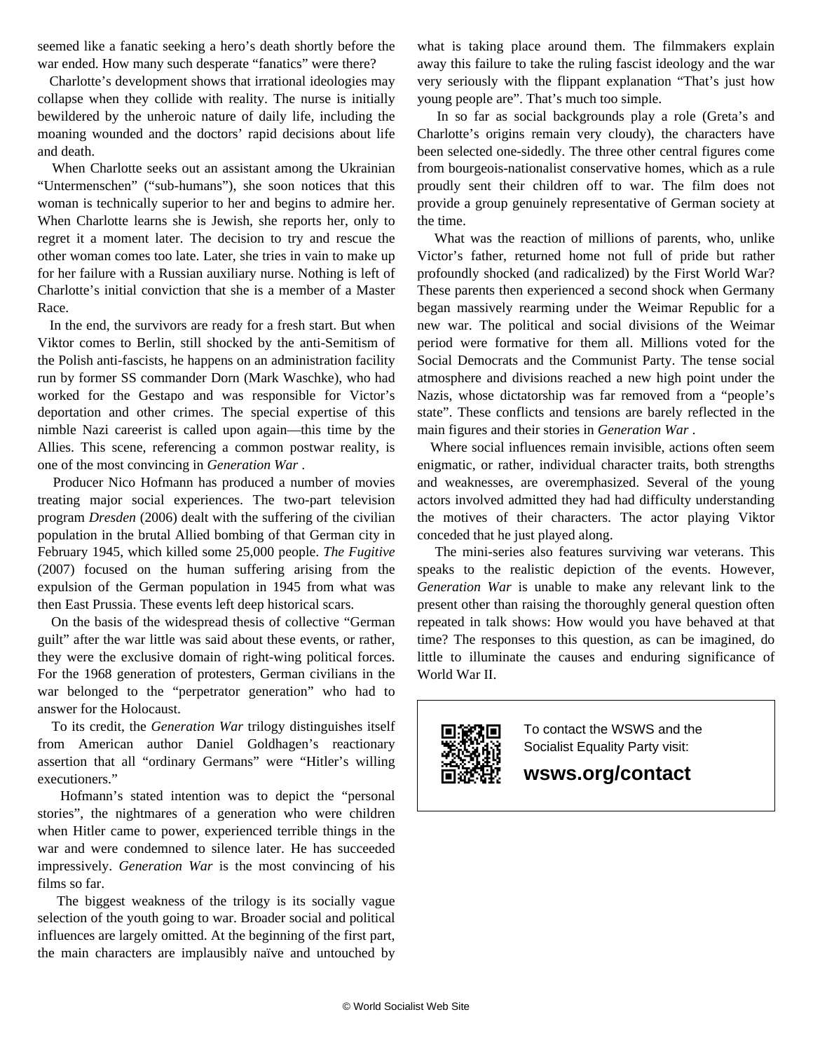seemed like a fanatic seeking a hero's death shortly before the war ended. How many such desperate "fanatics" were there?

Charlotte's development shows that irrational ideologies may collapse when they collide with reality. The nurse is initially bewildered by the unheroic nature of daily life, including the moaning wounded and the doctors' rapid decisions about life and death.

When Charlotte seeks out an assistant among the Ukrainian "Untermenschen" ("sub-humans"), she soon notices that this woman is technically superior to her and begins to admire her. When Charlotte learns she is Jewish, she reports her, only to regret it a moment later. The decision to try and rescue the other woman comes too late. Later, she tries in vain to make up for her failure with a Russian auxiliary nurse. Nothing is left of Charlotte's initial conviction that she is a member of a Master Race.

In the end, the survivors are ready for a fresh start. But when Viktor comes to Berlin, still shocked by the anti-Semitism of the Polish anti-fascists, he happens on an administration facility run by former SS commander Dorn (Mark Waschke), who had worked for the Gestapo and was responsible for Victor's deportation and other crimes. The special expertise of this nimble Nazi careerist is called upon again—this time by the Allies. This scene, referencing a common postwar reality, is one of the most convincing in *Generation War* .

Producer Nico Hofmann has produced a number of movies treating major social experiences. The two-part television program *Dresden* (2006) dealt with the suffering of the civilian population in the brutal Allied bombing of that German city in February 1945, which killed some 25,000 people. *The Fugitive* (2007) focused on the human suffering arising from the expulsion of the German population in 1945 from what was then East Prussia. These events left deep historical scars.

On the basis of the widespread thesis of collective "German guilt" after the war little was said about these events, or rather, they were the exclusive domain of right-wing political forces. For the 1968 generation of protesters, German civilians in the war belonged to the "perpetrator generation" who had to answer for the Holocaust.

To its credit, the *Generation War* trilogy distinguishes itself from American author Daniel Goldhagen's reactionary assertion that all "ordinary Germans" were "Hitler's willing executioners."

Hofmann's stated intention was to depict the "personal stories", the nightmares of a generation who were children when Hitler came to power, experienced terrible things in the war and were condemned to silence later. He has succeeded impressively. *Generation War* is the most convincing of his films so far.

The biggest weakness of the trilogy is its socially vague selection of the youth going to war. Broader social and political influences are largely omitted. At the beginning of the first part, the main characters are implausibly naïve and untouched by what is taking place around them. The filmmakers explain away this failure to take the ruling fascist ideology and the war very seriously with the flippant explanation "That's just how young people are". That's much too simple.

In so far as social backgrounds play a role (Greta's and Charlotte's origins remain very cloudy), the characters have been selected one-sidedly. The three other central figures come from bourgeois-nationalist conservative homes, which as a rule proudly sent their children off to war. The film does not provide a group genuinely representative of German society at the time.

What was the reaction of millions of parents, who, unlike Victor's father, returned home not full of pride but rather profoundly shocked (and radicalized) by the First World War? These parents then experienced a second shock when Germany began massively rearming under the Weimar Republic for a new war. The political and social divisions of the Weimar period were formative for them all. Millions voted for the Social Democrats and the Communist Party. The tense social atmosphere and divisions reached a new high point under the Nazis, whose dictatorship was far removed from a "people's state". These conflicts and tensions are barely reflected in the main figures and their stories in *Generation War* .

Where social influences remain invisible, actions often seem enigmatic, or rather, individual character traits, both strengths and weaknesses, are overemphasized. Several of the young actors involved admitted they had had difficulty understanding the motives of their characters. The actor playing Viktor conceded that he just played along.

The mini-series also features surviving war veterans. This speaks to the realistic depiction of the events. However, *Generation War* is unable to make any relevant link to the present other than raising the thoroughly general question often repeated in talk shows: How would you have behaved at that time? The responses to this question, as can be imagined, do little to illuminate the causes and enduring significance of World War II.

To contact the WSWS and the Socialist Equality Party visit:

**wsws.org/contact**